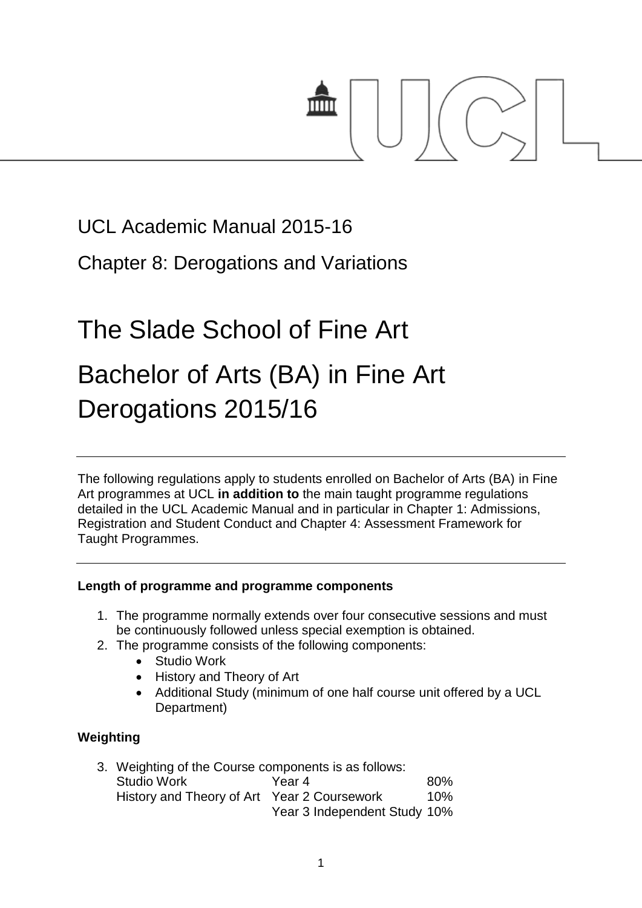UCL Academic Manual 2015-16

Chapter 8: Derogations and Variations

# The Slade School of Fine Art

# Bachelor of Arts (BA) in Fine Art Derogations 2015/16

---

The following regulations apply to students enrolled on Bachelor of Arts (BA) in Fine Art programmes at UCL **in addition to** the main taught programme regulations detailed in the UCL Academic Manual and in particular in Chapter 1: Admissions, Registration and Student Conduct and Chapter 4: Assessment Framework for Taught Programmes.

---

**Length of programme and programme components**

1. The programme normally extends over four consecutive sessions and must be continuously followed unless special exemption is obtained.
2. The programme consists of the following components:
   - Studio Work
   - History and Theory of Art
   - Additional Study (minimum of one half course unit offered by a UCL Department)

**Weighting**

3. Weighting of the Course components is as follows:

| | | |
|---|---|---|
| Studio Work | Year 4 | 80% |
| History and Theory of Art | Year 2 Coursework | 10% |
| | Year 3 Independent Study | 10% |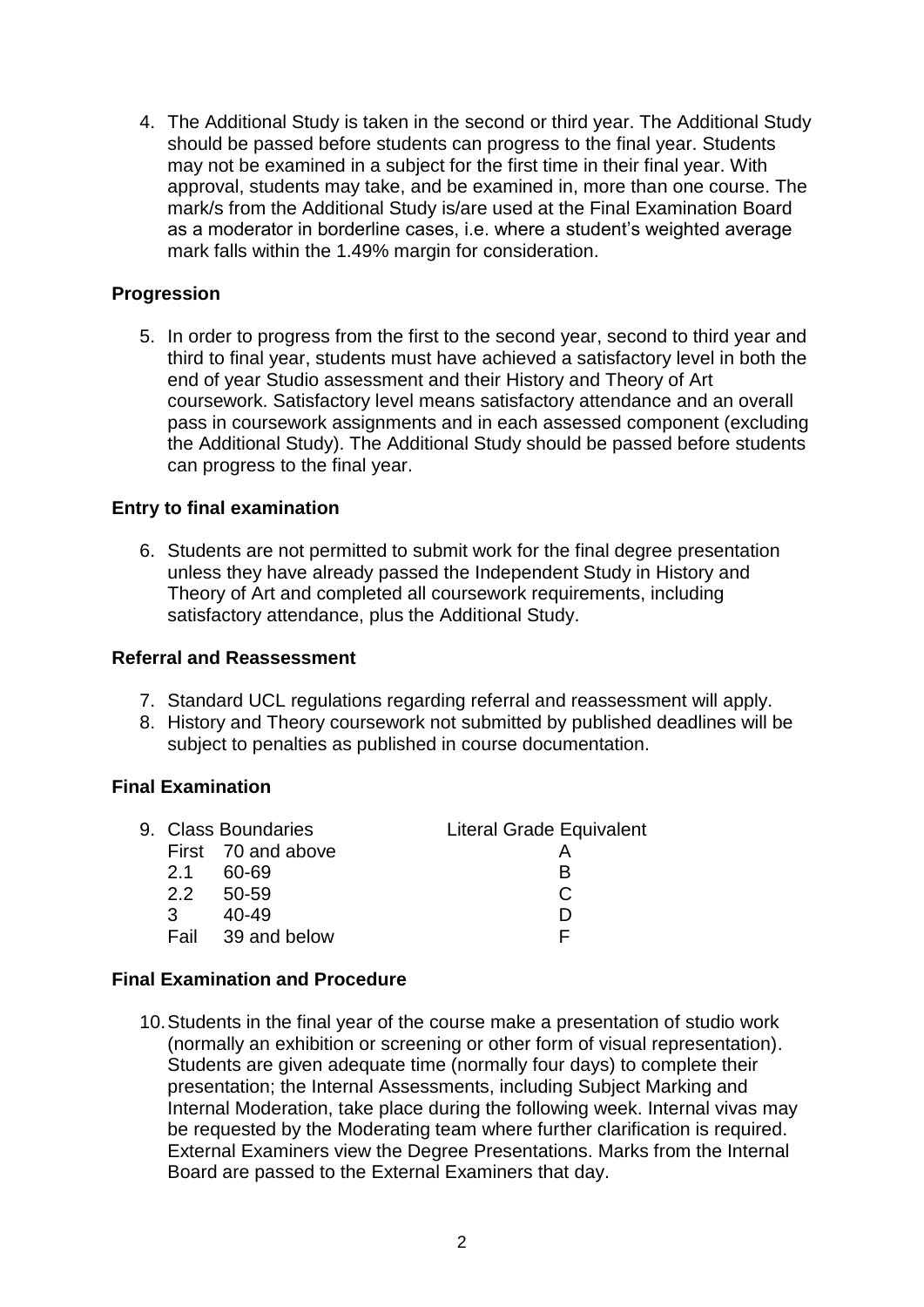4. The Additional Study is taken in the second or third year. The Additional Study should be passed before students can progress to the final year. Students may not be examined in a subject for the first time in their final year. With approval, students may take, and be examined in, more than one course. The mark/s from the Additional Study is/are used at the Final Examination Board as a moderator in borderline cases, i.e. where a student's weighted average mark falls within the 1.49% margin for consideration.

**Progression**

5. In order to progress from the first to the second year, second to third year and third to final year, students must have achieved a satisfactory level in both the end of year Studio assessment and their History and Theory of Art coursework. Satisfactory level means satisfactory attendance and an overall pass in coursework assignments and in each assessed component (excluding the Additional Study). The Additional Study should be passed before students can progress to the final year.

**Entry to final examination**

6. Students are not permitted to submit work for the final degree presentation unless they have already passed the Independent Study in History and Theory of Art and completed all coursework requirements, including satisfactory attendance, plus the Additional Study.

**Referral and Reassessment**

7. Standard UCL regulations regarding referral and reassessment will apply.
8. History and Theory coursework not submitted by published deadlines will be subject to penalties as published in course documentation.

**Final Examination**

9. Class Boundaries

| Class | Boundaries | Literal Grade Equivalent |
|---|---|---|
| First | 70 and above | A |
| 2.1 | 60-69 | B |
| 2.2 | 50-59 | C |
| 3 | 40-49 | D |
| Fail | 39 and below | F |

**Final Examination and Procedure**

10. Students in the final year of the course make a presentation of studio work (normally an exhibition or screening or other form of visual representation). Students are given adequate time (normally four days) to complete their presentation; the Internal Assessments, including Subject Marking and Internal Moderation, take place during the following week. Internal vivas may be requested by the Moderating team where further clarification is required. External Examiners view the Degree Presentations. Marks from the Internal Board are passed to the External Examiners that day.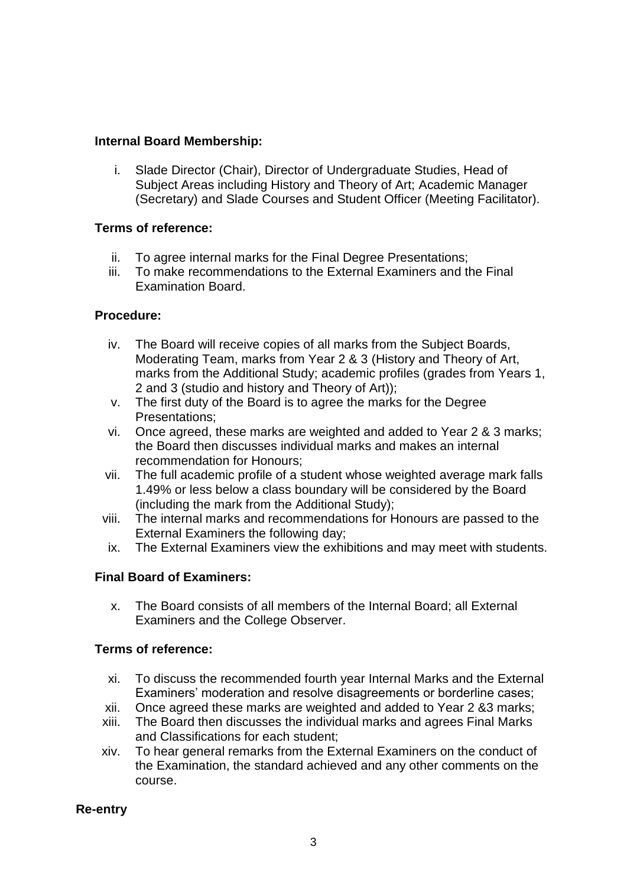**Internal Board Membership:**

i. Slade Director (Chair), Director of Undergraduate Studies, Head of Subject Areas including History and Theory of Art; Academic Manager (Secretary) and Slade Courses and Student Officer (Meeting Facilitator).

**Terms of reference:**

ii. To agree internal marks for the Final Degree Presentations;
iii. To make recommendations to the External Examiners and the Final Examination Board.

**Procedure:**

iv. The Board will receive copies of all marks from the Subject Boards, Moderating Team, marks from Year 2 & 3 (History and Theory of Art, marks from the Additional Study; academic profiles (grades from Years 1, 2 and 3 (studio and history and Theory of Art));
v. The first duty of the Board is to agree the marks for the Degree Presentations;
vi. Once agreed, these marks are weighted and added to Year 2 & 3 marks; the Board then discusses individual marks and makes an internal recommendation for Honours;
vii. The full academic profile of a student whose weighted average mark falls 1.49% or less below a class boundary will be considered by the Board (including the mark from the Additional Study);
viii. The internal marks and recommendations for Honours are passed to the External Examiners the following day;
ix. The External Examiners view the exhibitions and may meet with students.

**Final Board of Examiners:**

x. The Board consists of all members of the Internal Board; all External Examiners and the College Observer.

**Terms of reference:**

xi. To discuss the recommended fourth year Internal Marks and the External Examiners' moderation and resolve disagreements or borderline cases;
xii. Once agreed these marks are weighted and added to Year 2 &3 marks;
xiii. The Board then discusses the individual marks and agrees Final Marks and Classifications for each student;
xiv. To hear general remarks from the External Examiners on the conduct of the Examination, the standard achieved and any other comments on the course.

**Re-entry**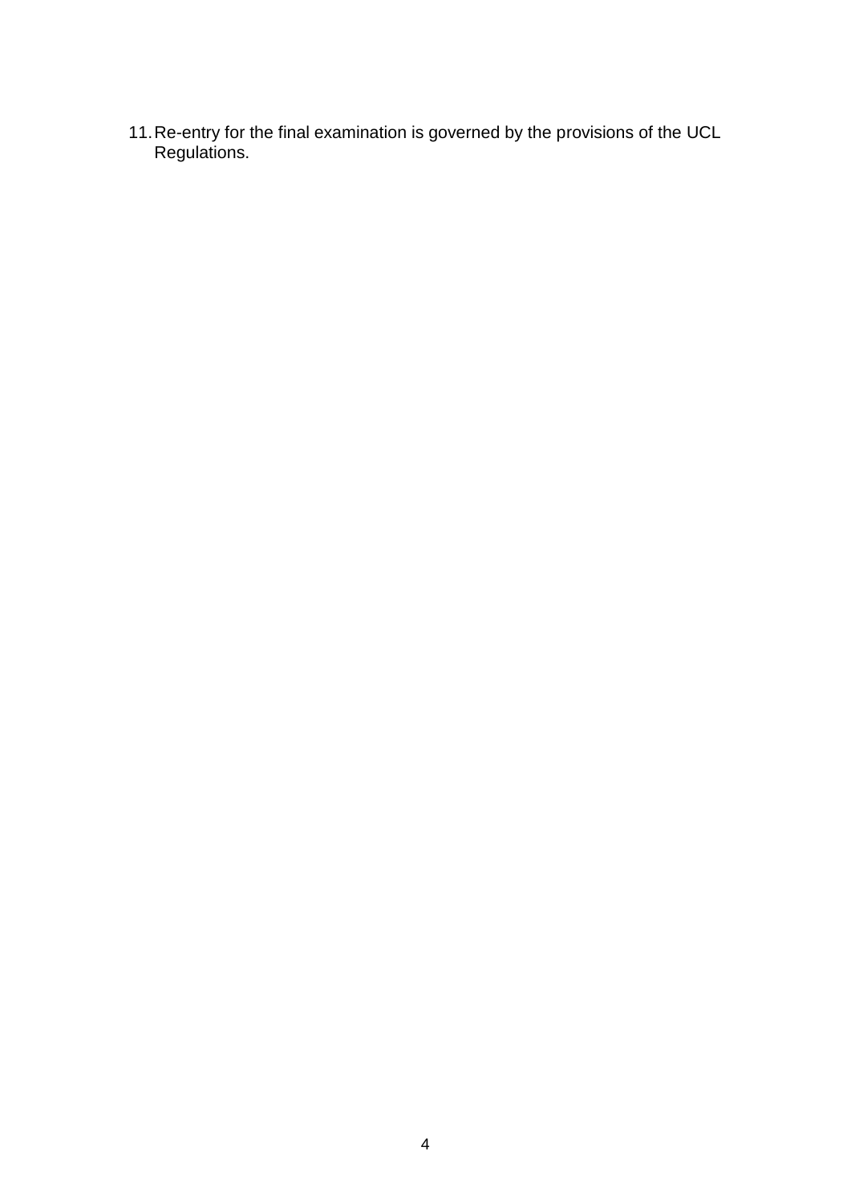11. Re-entry for the final examination is governed by the provisions of the UCL Regulations.